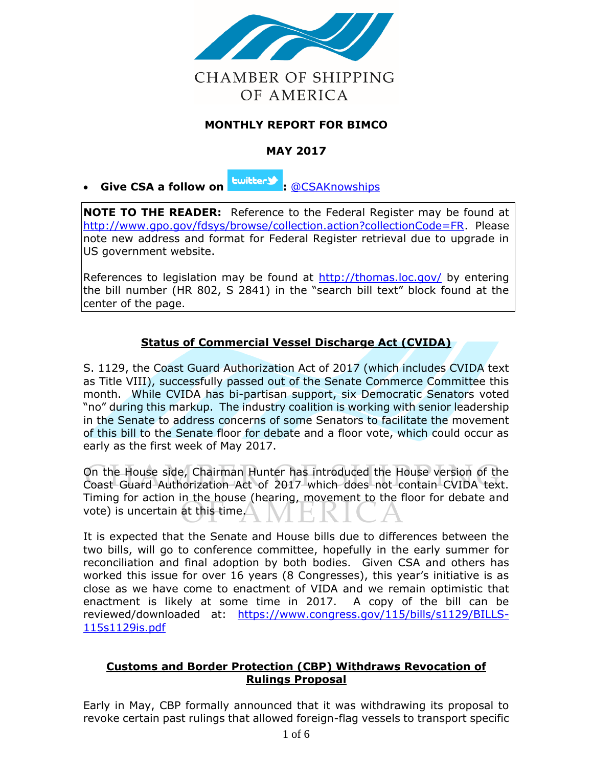CHAMBER OF SHIPPING OF AMERICA

**MONTHLY REPORT FOR BIMCO**

**MAY 2017**

- **Give CSA a follow on Twitter:** @CSAKnowships

**NOTE TO THE READER:** Reference to the Federal Register may be found at http://www.gpo.gov/fdsys/browse/collection.action?collectionCode=FR. Please note new address and format for Federal Register retrieval due to upgrade in US government website.

References to legislation may be found at http://thomas.loc.gov/ by entering the bill number (HR 802, S 2841) in the "search bill text" block found at the center of the page.

## Status of Commercial Vessel Discharge Act (CVIDA)

S. 1129, the Coast Guard Authorization Act of 2017 (which includes CVIDA text as Title VIII), successfully passed out of the Senate Commerce Committee this month. While CVIDA has bi-partisan support, six Democratic Senators voted "no" during this markup. The industry coalition is working with senior leadership in the Senate to address concerns of some Senators to facilitate the movement of this bill to the Senate floor for debate and a floor vote, which could occur as early as the first week of May 2017.

On the House side, Chairman Hunter has introduced the House version of the Coast Guard Authorization Act of 2017 which does not contain CVIDA text. Timing for action in the house (hearing, movement to the floor for debate and vote) is uncertain at this time.

It is expected that the Senate and House bills due to differences between the two bills, will go to conference committee, hopefully in the early summer for reconciliation and final adoption by both bodies. Given CSA and others has worked this issue for over 16 years (8 Congresses), this year's initiative is as close as we have come to enactment of VIDA and we remain optimistic that enactment is likely at some time in 2017. A copy of the bill can be reviewed/downloaded at: https://www.congress.gov/115/bills/s1129/BILLS-115s1129is.pdf

## Customs and Border Protection (CBP) Withdraws Revocation of Rulings Proposal

Early in May, CBP formally announced that it was withdrawing its proposal to revoke certain past rulings that allowed foreign-flag vessels to transport specific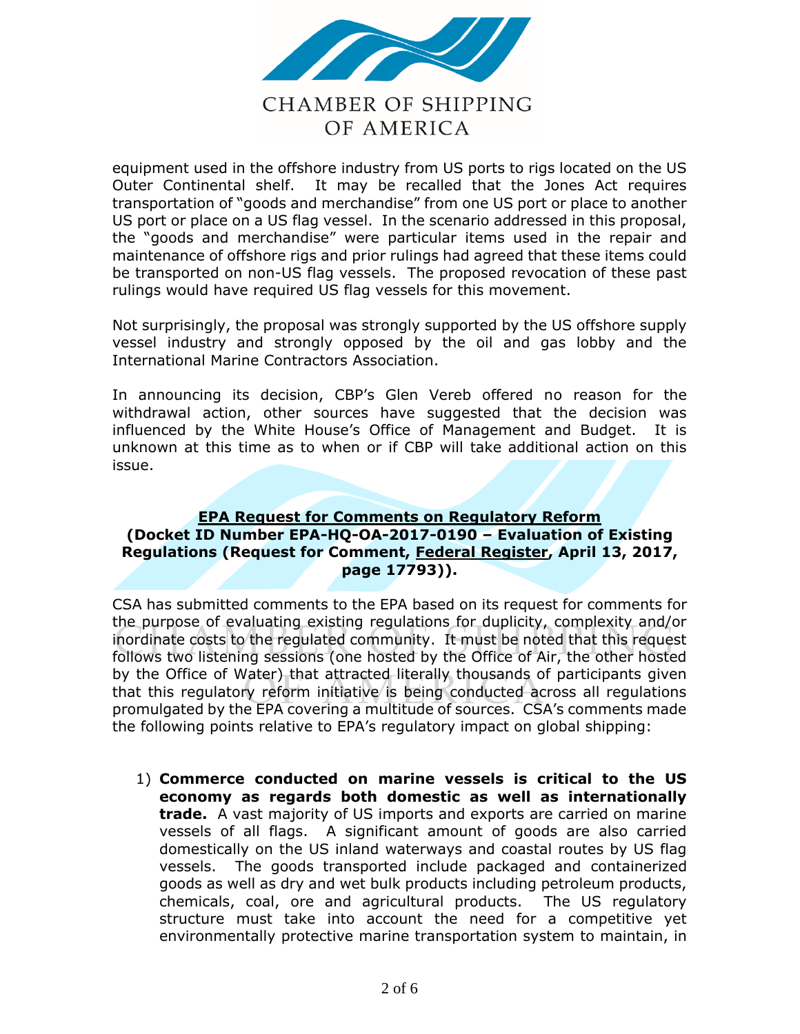equipment used in the offshore industry from US ports to rigs located on the US Outer Continental shelf. It may be recalled that the Jones Act requires transportation of "goods and merchandise" from one US port or place to another US port or place on a US flag vessel. In the scenario addressed in this proposal, the "goods and merchandise" were particular items used in the repair and maintenance of offshore rigs and prior rulings had agreed that these items could be transported on non-US flag vessels. The proposed revocation of these past rulings would have required US flag vessels for this movement.

Not surprisingly, the proposal was strongly supported by the US offshore supply vessel industry and strongly opposed by the oil and gas lobby and the International Marine Contractors Association.

In announcing its decision, CBP's Glen Vereb offered no reason for the withdrawal action, other sources have suggested that the decision was influenced by the White House's Office of Management and Budget. It is unknown at this time as to when or if CBP will take additional action on this issue.

**EPA Request for Comments on Regulatory Reform**
**(Docket ID Number EPA-HQ-OA-2017-0190 – Evaluation of Existing Regulations (Request for Comment, Federal Register, April 13, 2017, page 17793)).**

CSA has submitted comments to the EPA based on its request for comments for the purpose of evaluating existing regulations for duplicity, complexity and/or inordinate costs to the regulated community. It must be noted that this request follows two listening sessions (one hosted by the Office of Air, the other hosted by the Office of Water) that attracted literally thousands of participants given that this regulatory reform initiative is being conducted across all regulations promulgated by the EPA covering a multitude of sources. CSA's comments made the following points relative to EPA's regulatory impact on global shipping:

1) **Commerce conducted on marine vessels is critical to the US economy as regards both domestic as well as internationally trade.** A vast majority of US imports and exports are carried on marine vessels of all flags. A significant amount of goods are also carried domestically on the US inland waterways and coastal routes by US flag vessels. The goods transported include packaged and containerized goods as well as dry and wet bulk products including petroleum products, chemicals, coal, ore and agricultural products. The US regulatory structure must take into account the need for a competitive yet environmentally protective marine transportation system to maintain, in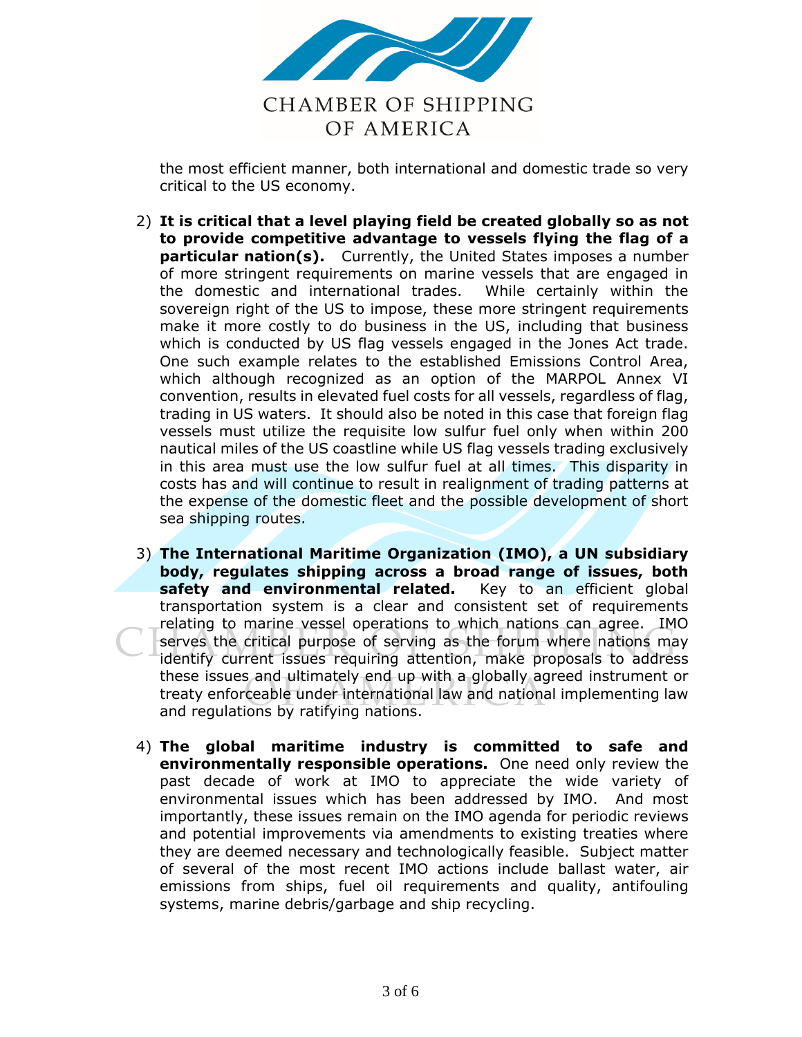the most efficient manner, both international and domestic trade so very critical to the US economy.

2) **It is critical that a level playing field be created globally so as not to provide competitive advantage to vessels flying the flag of a particular nation(s).** Currently, the United States imposes a number of more stringent requirements on marine vessels that are engaged in the domestic and international trades. While certainly within the sovereign right of the US to impose, these more stringent requirements make it more costly to do business in the US, including that business which is conducted by US flag vessels engaged in the Jones Act trade. One such example relates to the established Emissions Control Area, which although recognized as an option of the MARPOL Annex VI convention, results in elevated fuel costs for all vessels, regardless of flag, trading in US waters. It should also be noted in this case that foreign flag vessels must utilize the requisite low sulfur fuel only when within 200 nautical miles of the US coastline while US flag vessels trading exclusively in this area must use the low sulfur fuel at all times. This disparity in costs has and will continue to result in realignment of trading patterns at the expense of the domestic fleet and the possible development of short sea shipping routes.

3) **The International Maritime Organization (IMO), a UN subsidiary body, regulates shipping across a broad range of issues, both safety and environmental related.** Key to an efficient global transportation system is a clear and consistent set of requirements relating to marine vessel operations to which nations can agree. IMO serves the critical purpose of serving as the forum where nations may identify current issues requiring attention, make proposals to address these issues and ultimately end up with a globally agreed instrument or treaty enforceable under international law and national implementing law and regulations by ratifying nations.

4) **The global maritime industry is committed to safe and environmentally responsible operations.** One need only review the past decade of work at IMO to appreciate the wide variety of environmental issues which has been addressed by IMO. And most importantly, these issues remain on the IMO agenda for periodic reviews and potential improvements via amendments to existing treaties where they are deemed necessary and technologically feasible. Subject matter of several of the most recent IMO actions include ballast water, air emissions from ships, fuel oil requirements and quality, antifouling systems, marine debris/garbage and ship recycling.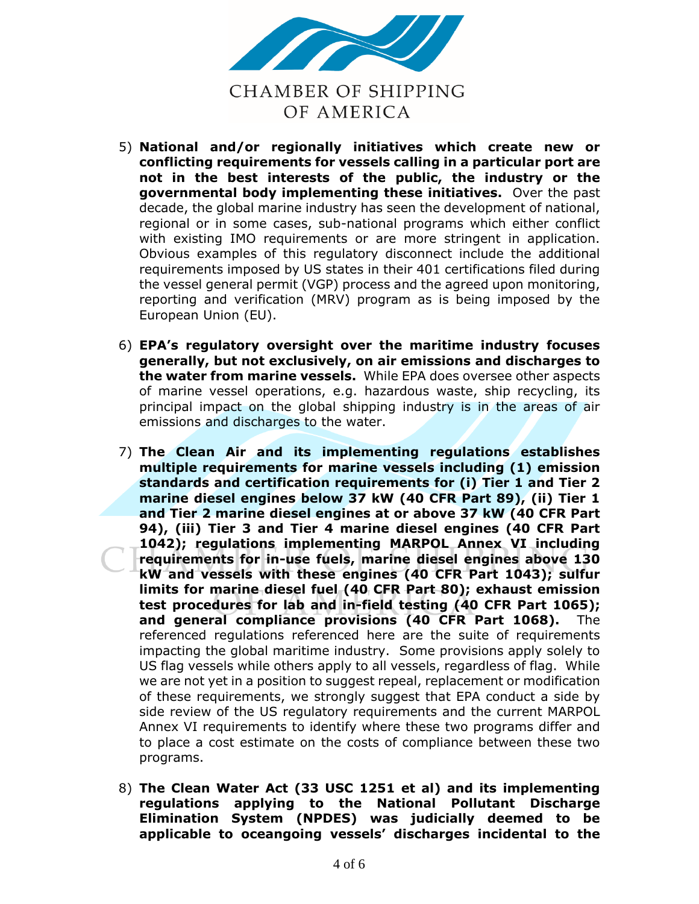5) **National and/or regionally initiatives which create new or conflicting requirements for vessels calling in a particular port are not in the best interests of the public, the industry or the governmental body implementing these initiatives.** Over the past decade, the global marine industry has seen the development of national, regional or in some cases, sub-national programs which either conflict with existing IMO requirements or are more stringent in application. Obvious examples of this regulatory disconnect include the additional requirements imposed by US states in their 401 certifications filed during the vessel general permit (VGP) process and the agreed upon monitoring, reporting and verification (MRV) program as is being imposed by the European Union (EU).

6) **EPA's regulatory oversight over the maritime industry focuses generally, but not exclusively, on air emissions and discharges to the water from marine vessels.** While EPA does oversee other aspects of marine vessel operations, e.g. hazardous waste, ship recycling, its principal impact on the global shipping industry is in the areas of air emissions and discharges to the water.

7) **The Clean Air and its implementing regulations establishes multiple requirements for marine vessels including (1) emission standards and certification requirements for (i) Tier 1 and Tier 2 marine diesel engines below 37 kW (40 CFR Part 89), (ii) Tier 1 and Tier 2 marine diesel engines at or above 37 kW (40 CFR Part 94), (iii) Tier 3 and Tier 4 marine diesel engines (40 CFR Part 1042); regulations implementing MARPOL Annex VI including requirements for in-use fuels, marine diesel engines above 130 kW and vessels with these engines (40 CFR Part 1043); sulfur limits for marine diesel fuel (40 CFR Part 80); exhaust emission test procedures for lab and in-field testing (40 CFR Part 1065); and general compliance provisions (40 CFR Part 1068).** The referenced regulations referenced here are the suite of requirements impacting the global maritime industry. Some provisions apply solely to US flag vessels while others apply to all vessels, regardless of flag. While we are not yet in a position to suggest repeal, replacement or modification of these requirements, we strongly suggest that EPA conduct a side by side review of the US regulatory requirements and the current MARPOL Annex VI requirements to identify where these two programs differ and to place a cost estimate on the costs of compliance between these two programs.

8) **The Clean Water Act (33 USC 1251 et al) and its implementing regulations applying to the National Pollutant Discharge Elimination System (NPDES) was judicially deemed to be applicable to oceangoing vessels' discharges incidental to the**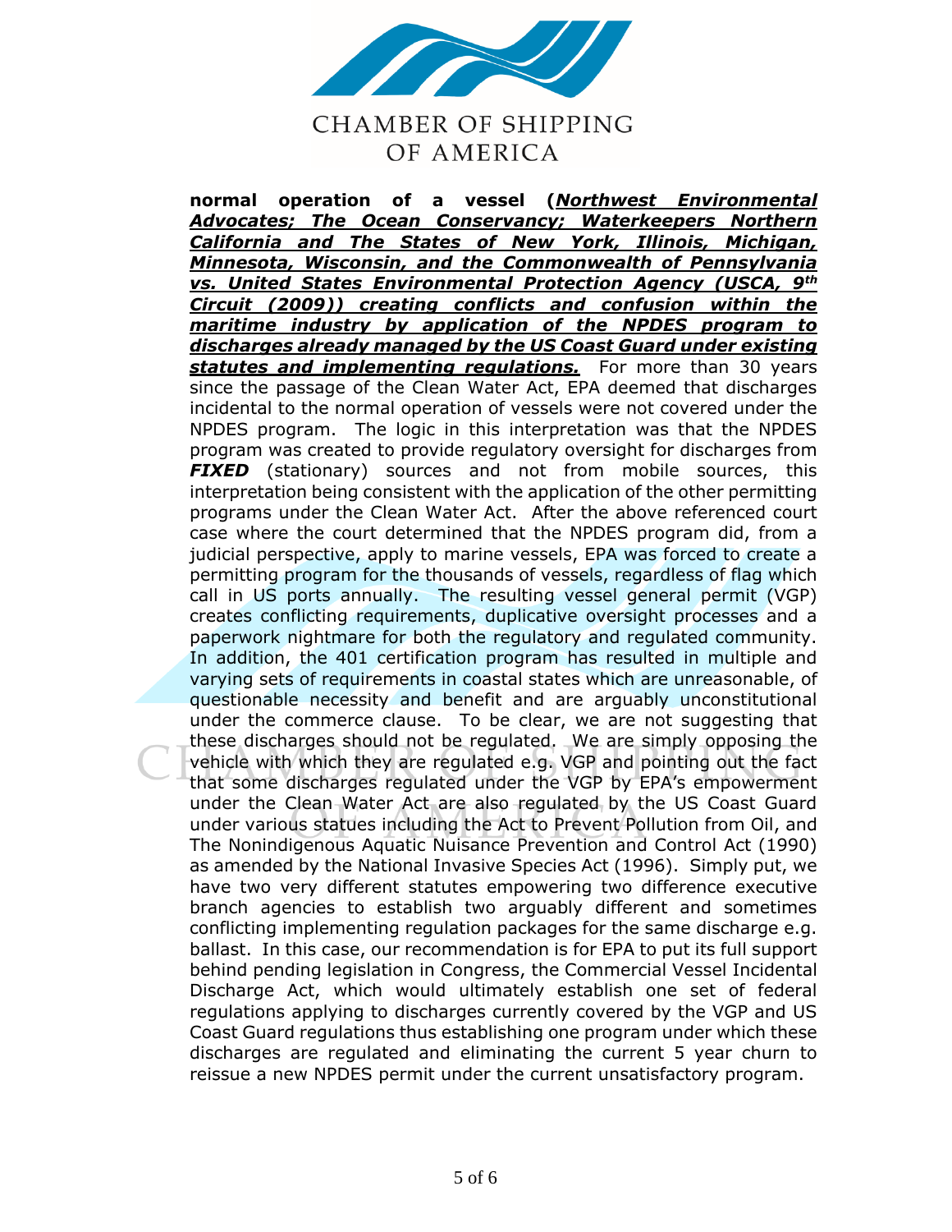**normal operation of a vessel (*__Northwest Environmental Advocates; The Ocean Conservancy; Waterkeepers Northern California and The States of New York, Illinois, Michigan, Minnesota, Wisconsin, and the Commonwealth of Pennsylvania vs. United States Environmental Protection Agency (USCA, 9th Circuit (2009)) creating conflicts and confusion within the maritime industry by application of the NPDES program to discharges already managed by the US Coast Guard under existing statutes and implementing regulations.__*** For more than 30 years since the passage of the Clean Water Act, EPA deemed that discharges incidental to the normal operation of vessels were not covered under the NPDES program. The logic in this interpretation was that the NPDES program was created to provide regulatory oversight for discharges from ***FIXED*** (stationary) sources and not from mobile sources, this interpretation being consistent with the application of the other permitting programs under the Clean Water Act. After the above referenced court case where the court determined that the NPDES program did, from a judicial perspective, apply to marine vessels, EPA was forced to create a permitting program for the thousands of vessels, regardless of flag which call in US ports annually. The resulting vessel general permit (VGP) creates conflicting requirements, duplicative oversight processes and a paperwork nightmare for both the regulatory and regulated community. In addition, the 401 certification program has resulted in multiple and varying sets of requirements in coastal states which are unreasonable, of questionable necessity and benefit and are arguably unconstitutional under the commerce clause. To be clear, we are not suggesting that these discharges should not be regulated. We are simply opposing the vehicle with which they are regulated e.g. VGP and pointing out the fact that some discharges regulated under the VGP by EPA's empowerment under the Clean Water Act are also regulated by the US Coast Guard under various statues including the Act to Prevent Pollution from Oil, and The Nonindigenous Aquatic Nuisance Prevention and Control Act (1990) as amended by the National Invasive Species Act (1996). Simply put, we have two very different statutes empowering two difference executive branch agencies to establish two arguably different and sometimes conflicting implementing regulation packages for the same discharge e.g. ballast. In this case, our recommendation is for EPA to put its full support behind pending legislation in Congress, the Commercial Vessel Incidental Discharge Act, which would ultimately establish one set of federal regulations applying to discharges currently covered by the VGP and US Coast Guard regulations thus establishing one program under which these discharges are regulated and eliminating the current 5 year churn to reissue a new NPDES permit under the current unsatisfactory program.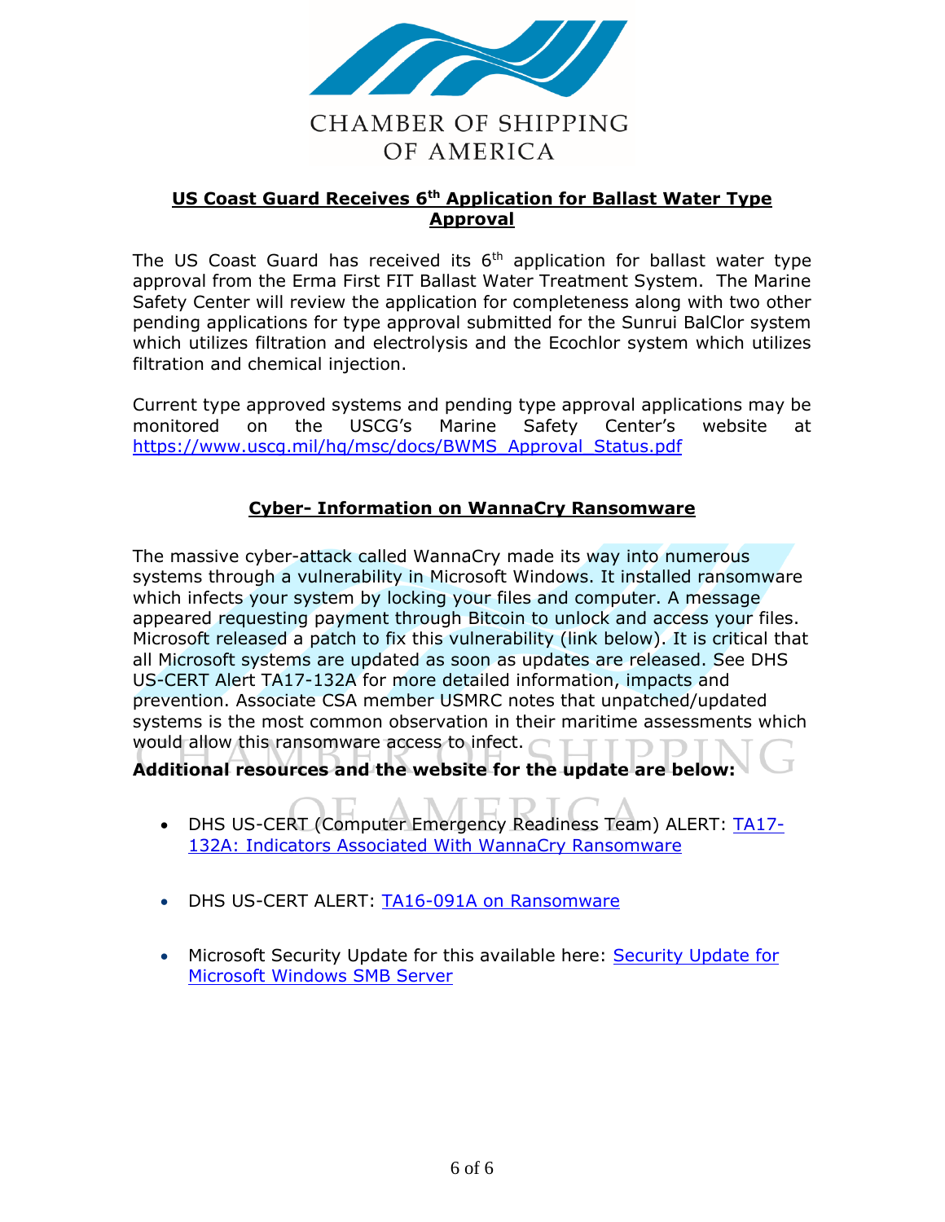CHAMBER OF SHIPPING OF AMERICA

## US Coast Guard Receives 6th Application for Ballast Water Type Approval

The US Coast Guard has received its 6th application for ballast water type approval from the Erma First FIT Ballast Water Treatment System. The Marine Safety Center will review the application for completeness along with two other pending applications for type approval submitted for the Sunrui BalClor system which utilizes filtration and electrolysis and the Ecochlor system which utilizes filtration and chemical injection.

Current type approved systems and pending type approval applications may be monitored on the USCG's Marine Safety Center's website at [https://www.uscg.mil/hq/msc/docs/BWMS_Approval_Status.pdf](https://www.uscg.mil/hq/msc/docs/BWMS_Approval_Status.pdf)

## Cyber- Information on WannaCry Ransomware

The massive cyber-attack called WannaCry made its way into numerous systems through a vulnerability in Microsoft Windows. It installed ransomware which infects your system by locking your files and computer. A message appeared requesting payment through Bitcoin to unlock and access your files. Microsoft released a patch to fix this vulnerability (link below). It is critical that all Microsoft systems are updated as soon as updates are released. See DHS US-CERT Alert TA17-132A for more detailed information, impacts and prevention. Associate CSA member USMRC notes that unpatched/updated systems is the most common observation in their maritime assessments which would allow this ransomware access to infect.

**Additional resources and the website for the update are below:**

- DHS US-CERT (Computer Emergency Readiness Team) ALERT: TA17-132A: Indicators Associated With WannaCry Ransomware
- DHS US-CERT ALERT: TA16-091A on Ransomware
- Microsoft Security Update for this available here: Security Update for Microsoft Windows SMB Server